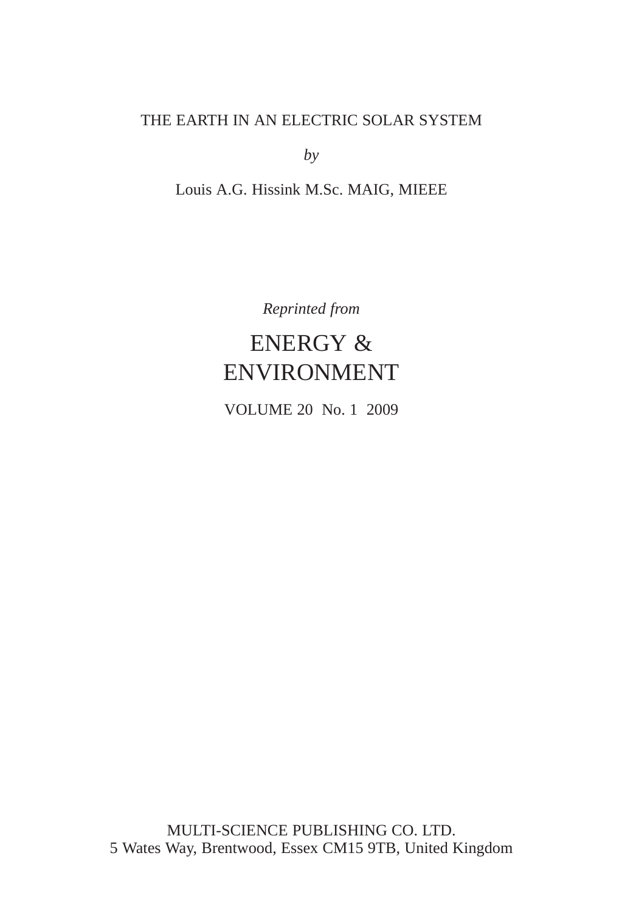# THE EARTH IN AN ELECTRIC SOLAR SYSTEM

*by*

Louis A.G. Hissink M.Sc. MAIG, MIEEE

*Reprinted from*

## ENERGY & ENVIRONMENT

VOLUME 20 No. 1 2009

MULTI-SCIENCE PUBLISHING CO. LTD.
5 Wates Way, Brentwood, Essex CM15 9TB, United Kingdom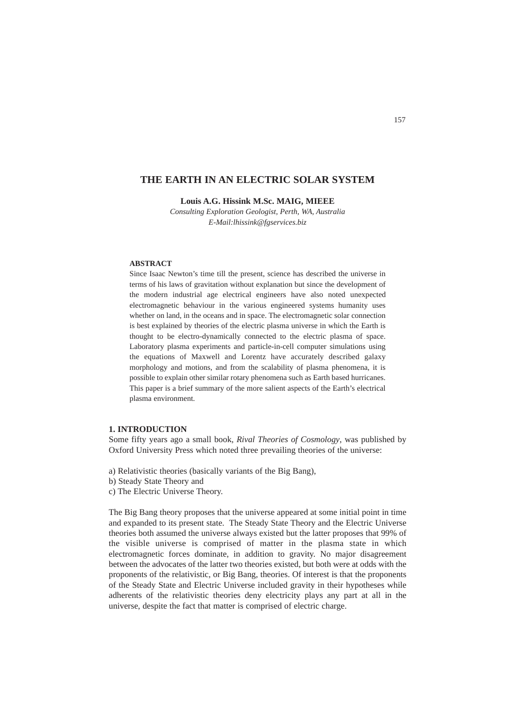# THE EARTH IN AN ELECTRIC SOLAR SYSTEM

**Louis A.G. Hissink M.Sc. MAIG, MIEEE**

*Consulting Exploration Geologist, Perth, WA, Australia*

*E-Mail:lhissink@fgservices.biz*

**ABSTRACT**

Since Isaac Newton's time till the present, science has described the universe in terms of his laws of gravitation without explanation but since the development of the modern industrial age electrical engineers have also noted unexpected electromagnetic behaviour in the various engineered systems humanity uses whether on land, in the oceans and in space. The electromagnetic solar connection is best explained by theories of the electric plasma universe in which the Earth is thought to be electro-dynamically connected to the electric plasma of space. Laboratory plasma experiments and particle-in-cell computer simulations using the equations of Maxwell and Lorentz have accurately described galaxy morphology and motions, and from the scalability of plasma phenomena, it is possible to explain other similar rotary phenomena such as Earth based hurricanes. This paper is a brief summary of the more salient aspects of the Earth's electrical plasma environment.

## 1. INTRODUCTION

Some fifty years ago a small book, *Rival Theories of Cosmology*, was published by Oxford University Press which noted three prevailing theories of the universe:

a) Relativistic theories (basically variants of the Big Bang),
b) Steady State Theory and
c) The Electric Universe Theory.

The Big Bang theory proposes that the universe appeared at some initial point in time and expanded to its present state. The Steady State Theory and the Electric Universe theories both assumed the universe always existed but the latter proposes that 99% of the visible universe is comprised of matter in the plasma state in which electromagnetic forces dominate, in addition to gravity. No major disagreement between the advocates of the latter two theories existed, but both were at odds with the proponents of the relativistic, or Big Bang, theories. Of interest is that the proponents of the Steady State and Electric Universe included gravity in their hypotheses while adherents of the relativistic theories deny electricity plays any part at all in the universe, despite the fact that matter is comprised of electric charge.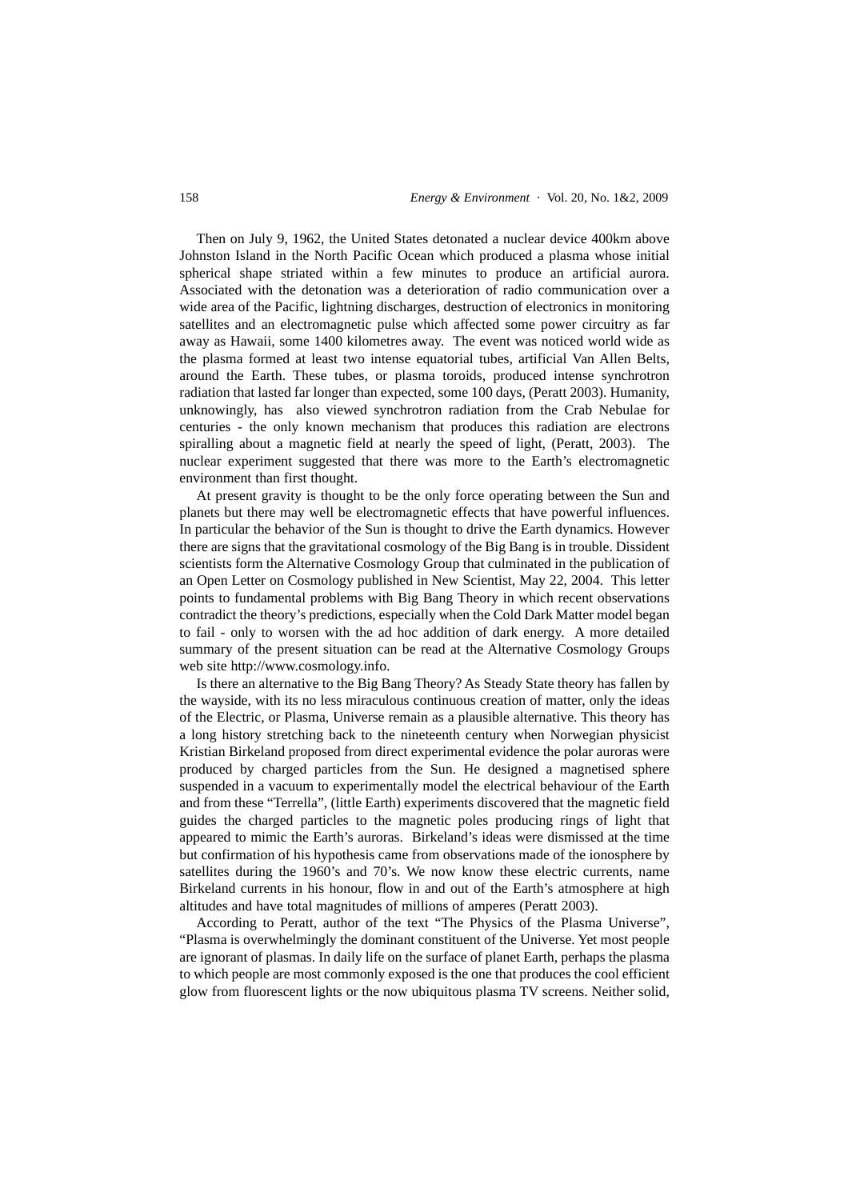Then on July 9, 1962, the United States detonated a nuclear device 400km above Johnston Island in the North Pacific Ocean which produced a plasma whose initial spherical shape striated within a few minutes to produce an artificial aurora. Associated with the detonation was a deterioration of radio communication over a wide area of the Pacific, lightning discharges, destruction of electronics in monitoring satellites and an electromagnetic pulse which affected some power circuitry as far away as Hawaii, some 1400 kilometres away. The event was noticed world wide as the plasma formed at least two intense equatorial tubes, artificial Van Allen Belts, around the Earth. These tubes, or plasma toroids, produced intense synchrotron radiation that lasted far longer than expected, some 100 days, (Peratt 2003). Humanity, unknowingly, has also viewed synchrotron radiation from the Crab Nebulae for centuries - the only known mechanism that produces this radiation are electrons spiralling about a magnetic field at nearly the speed of light, (Peratt, 2003). The nuclear experiment suggested that there was more to the Earth's electromagnetic environment than first thought.

At present gravity is thought to be the only force operating between the Sun and planets but there may well be electromagnetic effects that have powerful influences. In particular the behavior of the Sun is thought to drive the Earth dynamics. However there are signs that the gravitational cosmology of the Big Bang is in trouble. Dissident scientists form the Alternative Cosmology Group that culminated in the publication of an Open Letter on Cosmology published in New Scientist, May 22, 2004. This letter points to fundamental problems with Big Bang Theory in which recent observations contradict the theory's predictions, especially when the Cold Dark Matter model began to fail - only to worsen with the ad hoc addition of dark energy. A more detailed summary of the present situation can be read at the Alternative Cosmology Groups web site http://www.cosmology.info.

Is there an alternative to the Big Bang Theory? As Steady State theory has fallen by the wayside, with its no less miraculous continuous creation of matter, only the ideas of the Electric, or Plasma, Universe remain as a plausible alternative. This theory has a long history stretching back to the nineteenth century when Norwegian physicist Kristian Birkeland proposed from direct experimental evidence the polar auroras were produced by charged particles from the Sun. He designed a magnetised sphere suspended in a vacuum to experimentally model the electrical behaviour of the Earth and from these "Terrella", (little Earth) experiments discovered that the magnetic field guides the charged particles to the magnetic poles producing rings of light that appeared to mimic the Earth's auroras. Birkeland's ideas were dismissed at the time but confirmation of his hypothesis came from observations made of the ionosphere by satellites during the 1960's and 70's. We now know these electric currents, name Birkeland currents in his honour, flow in and out of the Earth's atmosphere at high altitudes and have total magnitudes of millions of amperes (Peratt 2003).

According to Peratt, author of the text "The Physics of the Plasma Universe", "Plasma is overwhelmingly the dominant constituent of the Universe. Yet most people are ignorant of plasmas. In daily life on the surface of planet Earth, perhaps the plasma to which people are most commonly exposed is the one that produces the cool efficient glow from fluorescent lights or the now ubiquitous plasma TV screens. Neither solid,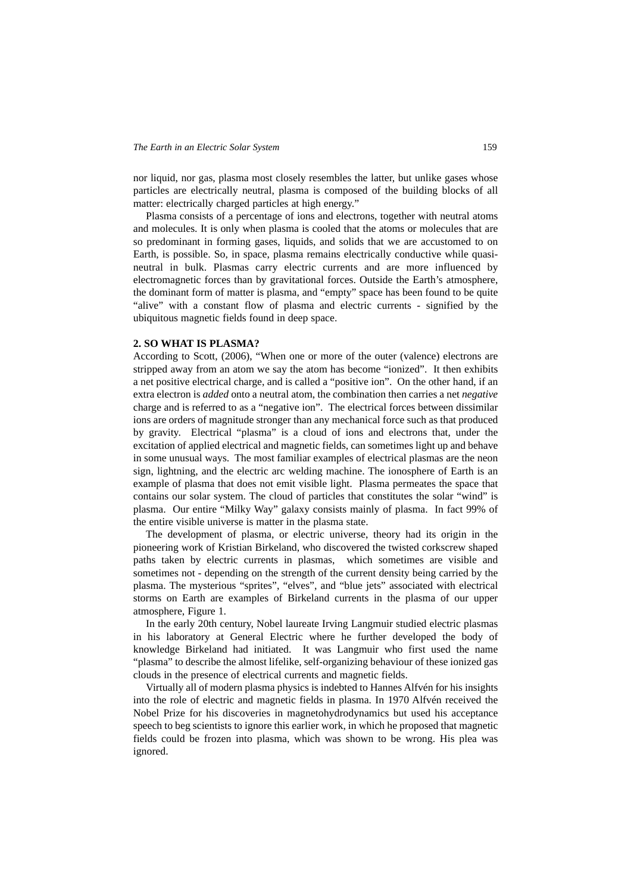nor liquid, nor gas, plasma most closely resembles the latter, but unlike gases whose particles are electrically neutral, plasma is composed of the building blocks of all matter: electrically charged particles at high energy."

Plasma consists of a percentage of ions and electrons, together with neutral atoms and molecules. It is only when plasma is cooled that the atoms or molecules that are so predominant in forming gases, liquids, and solids that we are accustomed to on Earth, is possible. So, in space, plasma remains electrically conductive while quasi-neutral in bulk. Plasmas carry electric currents and are more influenced by electromagnetic forces than by gravitational forces. Outside the Earth's atmosphere, the dominant form of matter is plasma, and "empty" space has been found to be quite "alive" with a constant flow of plasma and electric currents - signified by the ubiquitous magnetic fields found in deep space.

## 2. SO WHAT IS PLASMA?

According to Scott, (2006), "When one or more of the outer (valence) electrons are stripped away from an atom we say the atom has become "ionized". It then exhibits a net positive electrical charge, and is called a "positive ion". On the other hand, if an extra electron is *added* onto a neutral atom, the combination then carries a net *negative* charge and is referred to as a "negative ion". The electrical forces between dissimilar ions are orders of magnitude stronger than any mechanical force such as that produced by gravity. Electrical "plasma" is a cloud of ions and electrons that, under the excitation of applied electrical and magnetic fields, can sometimes light up and behave in some unusual ways. The most familiar examples of electrical plasmas are the neon sign, lightning, and the electric arc welding machine. The ionosphere of Earth is an example of plasma that does not emit visible light. Plasma permeates the space that contains our solar system. The cloud of particles that constitutes the solar "wind" is plasma. Our entire "Milky Way" galaxy consists mainly of plasma. In fact 99% of the entire visible universe is matter in the plasma state.

The development of plasma, or electric universe, theory had its origin in the pioneering work of Kristian Birkeland, who discovered the twisted corkscrew shaped paths taken by electric currents in plasmas, which sometimes are visible and sometimes not - depending on the strength of the current density being carried by the plasma. The mysterious "sprites", "elves", and "blue jets" associated with electrical storms on Earth are examples of Birkeland currents in the plasma of our upper atmosphere, Figure 1.

In the early 20th century, Nobel laureate Irving Langmuir studied electric plasmas in his laboratory at General Electric where he further developed the body of knowledge Birkeland had initiated. It was Langmuir who first used the name "plasma" to describe the almost lifelike, self-organizing behaviour of these ionized gas clouds in the presence of electrical currents and magnetic fields.

Virtually all of modern plasma physics is indebted to Hannes Alfvén for his insights into the role of electric and magnetic fields in plasma. In 1970 Alfvén received the Nobel Prize for his discoveries in magnetohydrodynamics but used his acceptance speech to beg scientists to ignore this earlier work, in which he proposed that magnetic fields could be frozen into plasma, which was shown to be wrong. His plea was ignored.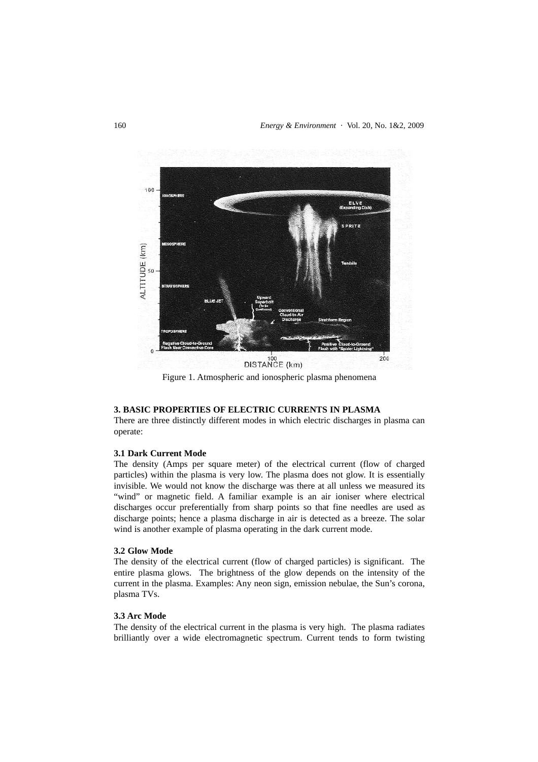Figure 1. Atmospheric and ionospheric plasma phenomena

### 3. BASIC PROPERTIES OF ELECTRIC CURRENTS IN PLASMA

There are three distinctly different modes in which electric discharges in plasma can operate:

#### 3.1 Dark Current Mode

The density (Amps per square meter) of the electrical current (flow of charged particles) within the plasma is very low. The plasma does not glow. It is essentially invisible. We would not know the discharge was there at all unless we measured its "wind" or magnetic field. A familiar example is an air ioniser where electrical discharges occur preferentially from sharp points so that fine needles are used as discharge points; hence a plasma discharge in air is detected as a breeze. The solar wind is another example of plasma operating in the dark current mode.

#### 3.2 Glow Mode

The density of the electrical current (flow of charged particles) is significant. The entire plasma glows. The brightness of the glow depends on the intensity of the current in the plasma. Examples: Any neon sign, emission nebulae, the Sun's corona, plasma TVs.

#### 3.3 Arc Mode

The density of the electrical current in the plasma is very high. The plasma radiates brilliantly over a wide electromagnetic spectrum. Current tends to form twisting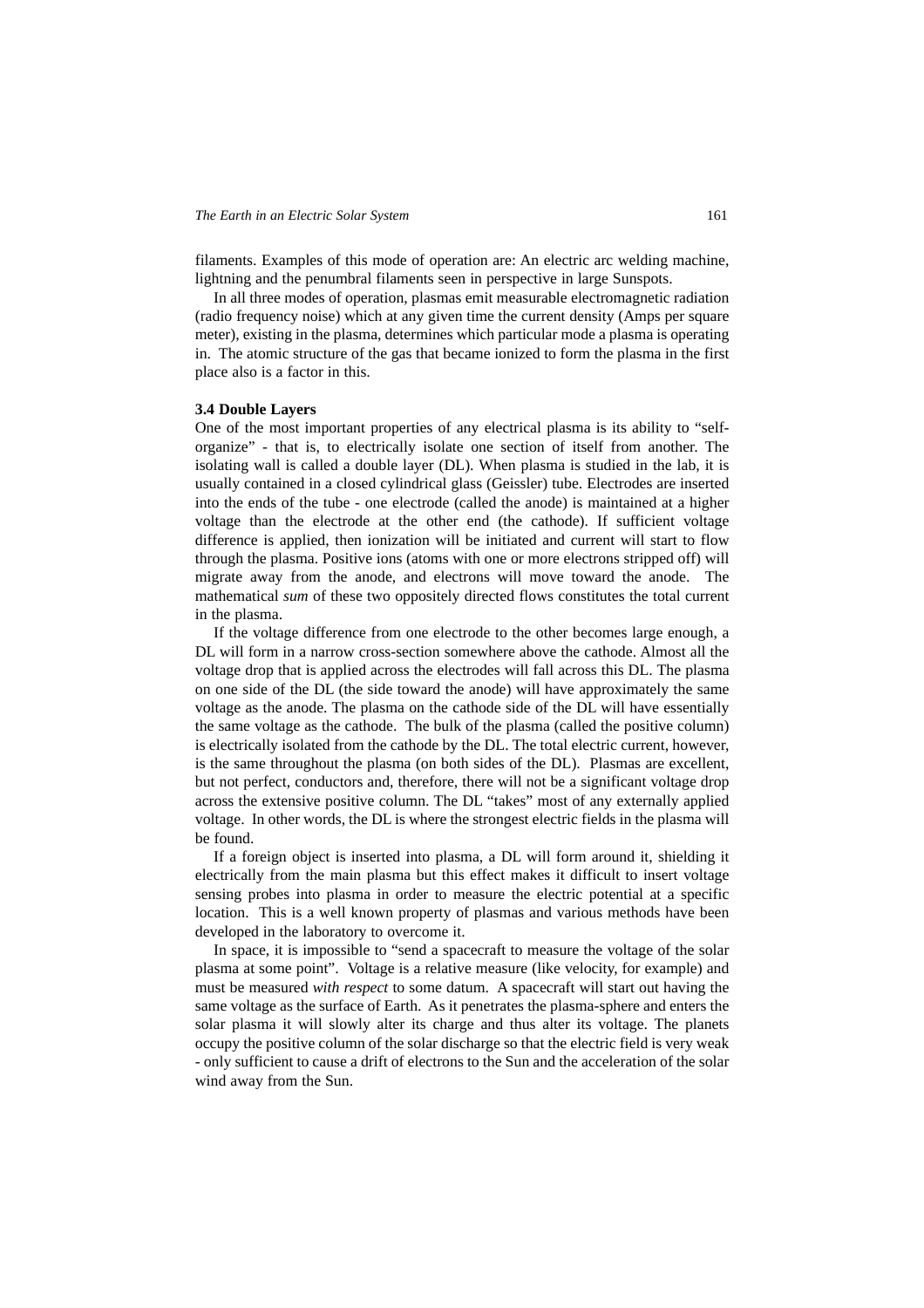filaments. Examples of this mode of operation are: An electric arc welding machine, lightning and the penumbral filaments seen in perspective in large Sunspots.

In all three modes of operation, plasmas emit measurable electromagnetic radiation (radio frequency noise) which at any given time the current density (Amps per square meter), existing in the plasma, determines which particular mode a plasma is operating in. The atomic structure of the gas that became ionized to form the plasma in the first place also is a factor in this.

### 3.4 Double Layers

One of the most important properties of any electrical plasma is its ability to "self-organize" - that is, to electrically isolate one section of itself from another. The isolating wall is called a double layer (DL). When plasma is studied in the lab, it is usually contained in a closed cylindrical glass (Geissler) tube. Electrodes are inserted into the ends of the tube - one electrode (called the anode) is maintained at a higher voltage than the electrode at the other end (the cathode). If sufficient voltage difference is applied, then ionization will be initiated and current will start to flow through the plasma. Positive ions (atoms with one or more electrons stripped off) will migrate away from the anode, and electrons will move toward the anode. The mathematical *sum* of these two oppositely directed flows constitutes the total current in the plasma.

If the voltage difference from one electrode to the other becomes large enough, a DL will form in a narrow cross-section somewhere above the cathode. Almost all the voltage drop that is applied across the electrodes will fall across this DL. The plasma on one side of the DL (the side toward the anode) will have approximately the same voltage as the anode. The plasma on the cathode side of the DL will have essentially the same voltage as the cathode. The bulk of the plasma (called the positive column) is electrically isolated from the cathode by the DL. The total electric current, however, is the same throughout the plasma (on both sides of the DL). Plasmas are excellent, but not perfect, conductors and, therefore, there will not be a significant voltage drop across the extensive positive column. The DL "takes" most of any externally applied voltage. In other words, the DL is where the strongest electric fields in the plasma will be found.

If a foreign object is inserted into plasma, a DL will form around it, shielding it electrically from the main plasma but this effect makes it difficult to insert voltage sensing probes into plasma in order to measure the electric potential at a specific location. This is a well known property of plasmas and various methods have been developed in the laboratory to overcome it.

In space, it is impossible to "send a spacecraft to measure the voltage of the solar plasma at some point". Voltage is a relative measure (like velocity, for example) and must be measured *with respect* to some datum. A spacecraft will start out having the same voltage as the surface of Earth. As it penetrates the plasma-sphere and enters the solar plasma it will slowly alter its charge and thus alter its voltage. The planets occupy the positive column of the solar discharge so that the electric field is very weak - only sufficient to cause a drift of electrons to the Sun and the acceleration of the solar wind away from the Sun.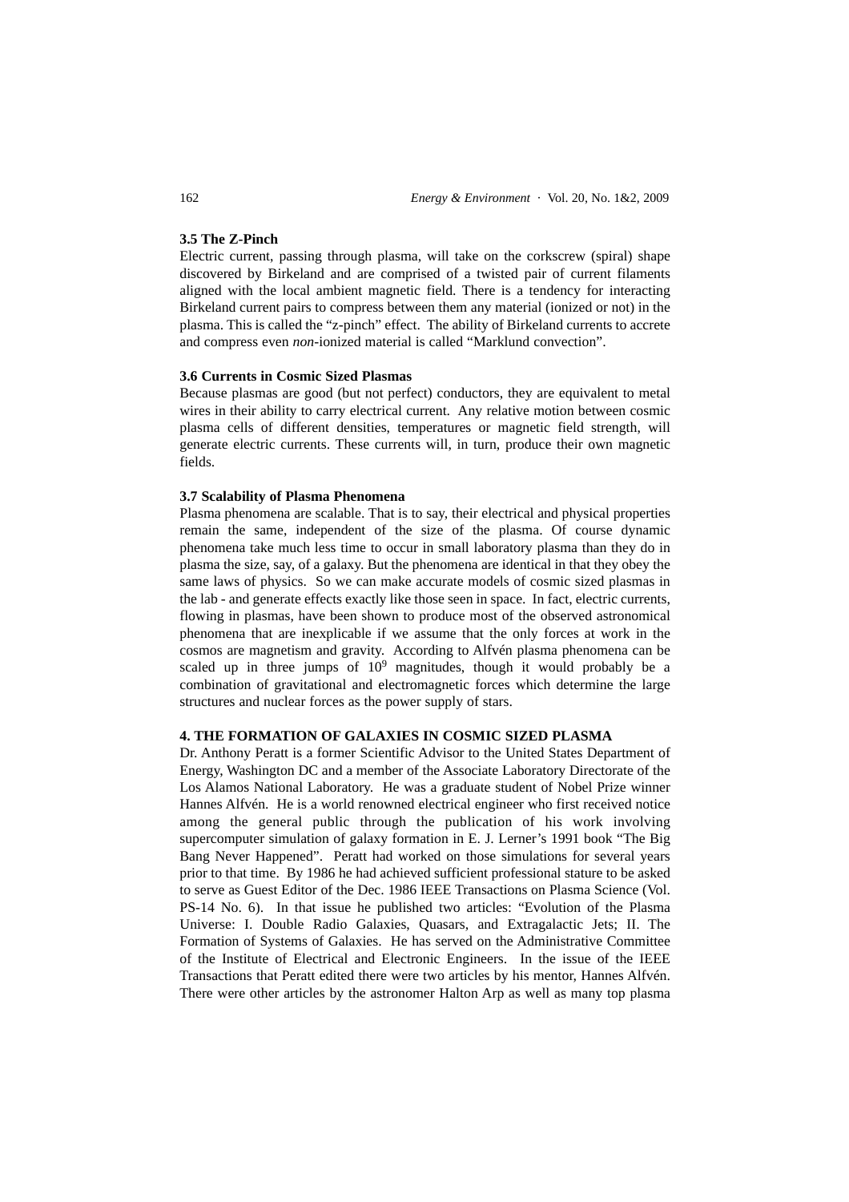### 3.5 The Z-Pinch

Electric current, passing through plasma, will take on the corkscrew (spiral) shape discovered by Birkeland and are comprised of a twisted pair of current filaments aligned with the local ambient magnetic field. There is a tendency for interacting Birkeland current pairs to compress between them any material (ionized or not) in the plasma. This is called the "z-pinch" effect. The ability of Birkeland currents to accrete and compress even *non*-ionized material is called "Marklund convection".

### 3.6 Currents in Cosmic Sized Plasmas

Because plasmas are good (but not perfect) conductors, they are equivalent to metal wires in their ability to carry electrical current. Any relative motion between cosmic plasma cells of different densities, temperatures or magnetic field strength, will generate electric currents. These currents will, in turn, produce their own magnetic fields.

### 3.7 Scalability of Plasma Phenomena

Plasma phenomena are scalable. That is to say, their electrical and physical properties remain the same, independent of the size of the plasma. Of course dynamic phenomena take much less time to occur in small laboratory plasma than they do in plasma the size, say, of a galaxy. But the phenomena are identical in that they obey the same laws of physics. So we can make accurate models of cosmic sized plasmas in the lab - and generate effects exactly like those seen in space. In fact, electric currents, flowing in plasmas, have been shown to produce most of the observed astronomical phenomena that are inexplicable if we assume that the only forces at work in the cosmos are magnetism and gravity. According to Alfvén plasma phenomena can be scaled up in three jumps of $10^9$ magnitudes, though it would probably be a combination of gravitational and electromagnetic forces which determine the large structures and nuclear forces as the power supply of stars.

## 4. THE FORMATION OF GALAXIES IN COSMIC SIZED PLASMA

Dr. Anthony Peratt is a former Scientific Advisor to the United States Department of Energy, Washington DC and a member of the Associate Laboratory Directorate of the Los Alamos National Laboratory. He was a graduate student of Nobel Prize winner Hannes Alfvén. He is a world renowned electrical engineer who first received notice among the general public through the publication of his work involving supercomputer simulation of galaxy formation in E. J. Lerner's 1991 book "The Big Bang Never Happened". Peratt had worked on those simulations for several years prior to that time. By 1986 he had achieved sufficient professional stature to be asked to serve as Guest Editor of the Dec. 1986 IEEE Transactions on Plasma Science (Vol. PS-14 No. 6). In that issue he published two articles: "Evolution of the Plasma Universe: I. Double Radio Galaxies, Quasars, and Extragalactic Jets; II. The Formation of Systems of Galaxies. He has served on the Administrative Committee of the Institute of Electrical and Electronic Engineers. In the issue of the IEEE Transactions that Peratt edited there were two articles by his mentor, Hannes Alfvén. There were other articles by the astronomer Halton Arp as well as many top plasma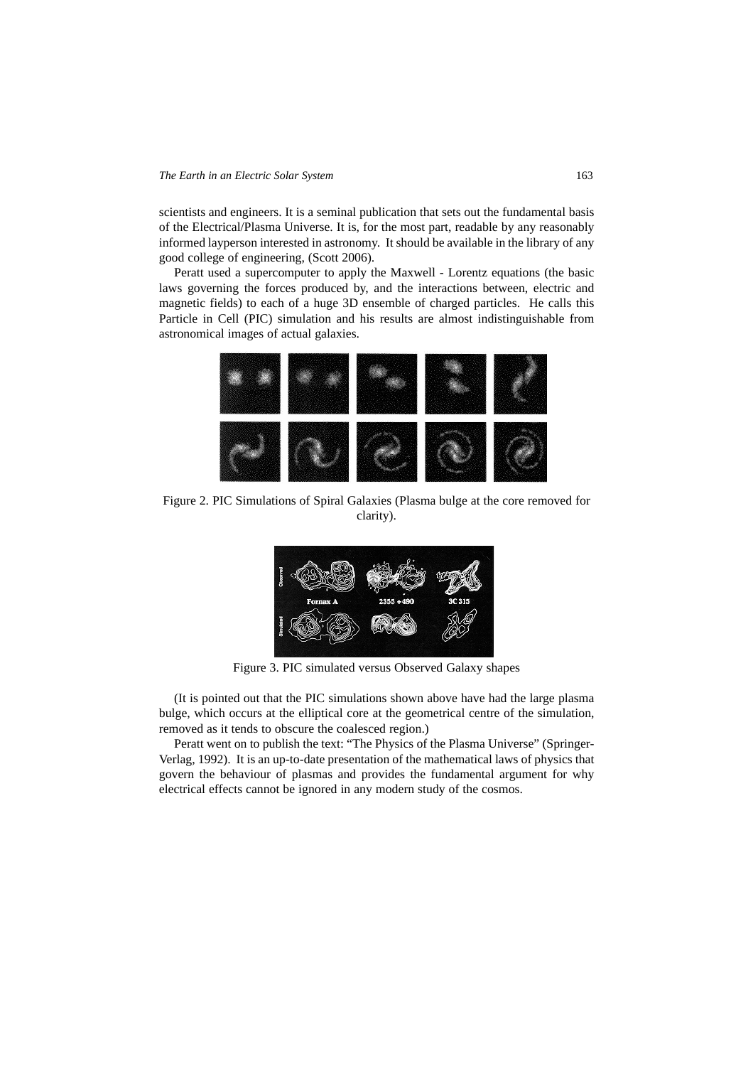scientists and engineers. It is a seminal publication that sets out the fundamental basis of the Electrical/Plasma Universe. It is, for the most part, readable by any reasonably informed layperson interested in astronomy. It should be available in the library of any good college of engineering, (Scott 2006).

Peratt used a supercomputer to apply the Maxwell - Lorentz equations (the basic laws governing the forces produced by, and the interactions between, electric and magnetic fields) to each of a huge 3D ensemble of charged particles. He calls this Particle in Cell (PIC) simulation and his results are almost indistinguishable from astronomical images of actual galaxies.

Figure 2. PIC Simulations of Spiral Galaxies (Plasma bulge at the core removed for clarity).

Figure 3. PIC simulated versus Observed Galaxy shapes

(It is pointed out that the PIC simulations shown above have had the large plasma bulge, which occurs at the elliptical core at the geometrical centre of the simulation, removed as it tends to obscure the coalesced region.)

Peratt went on to publish the text: "The Physics of the Plasma Universe" (Springer-Verlag, 1992). It is an up-to-date presentation of the mathematical laws of physics that govern the behaviour of plasmas and provides the fundamental argument for why electrical effects cannot be ignored in any modern study of the cosmos.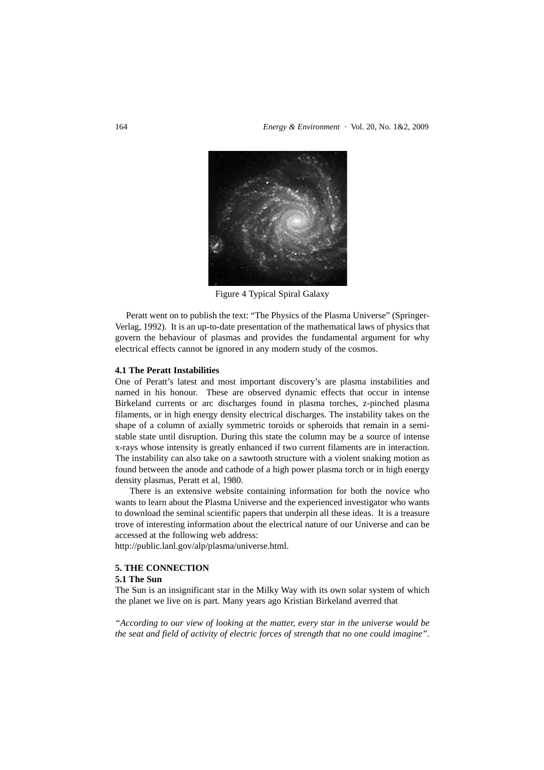Figure 4 Typical Spiral Galaxy

Peratt went on to publish the text: "The Physics of the Plasma Universe" (Springer-Verlag, 1992). It is an up-to-date presentation of the mathematical laws of physics that govern the behaviour of plasmas and provides the fundamental argument for why electrical effects cannot be ignored in any modern study of the cosmos.

### 4.1 The Peratt Instabilities

One of Peratt's latest and most important discovery's are plasma instabilities and named in his honour. These are observed dynamic effects that occur in intense Birkeland currents or arc discharges found in plasma torches, z-pinched plasma filaments, or in high energy density electrical discharges. The instability takes on the shape of a column of axially symmetric toroids or spheroids that remain in a semi-stable state until disruption. During this state the column may be a source of intense x-rays whose intensity is greatly enhanced if two current filaments are in interaction. The instability can also take on a sawtooth structure with a violent snaking motion as found between the anode and cathode of a high power plasma torch or in high energy density plasmas, Peratt et al, 1980.

There is an extensive website containing information for both the novice who wants to learn about the Plasma Universe and the experienced investigator who wants to download the seminal scientific papers that underpin all these ideas. It is a treasure trove of interesting information about the electrical nature of our Universe and can be accessed at the following web address:
http://public.lanl.gov/alp/plasma/universe.html.

## 5. THE CONNECTION

### 5.1 The Sun

The Sun is an insignificant star in the Milky Way with its own solar system of which the planet we live on is part. Many years ago Kristian Birkeland averred that

*"According to our view of looking at the matter, every star in the universe would be the seat and field of activity of electric forces of strength that no one could imagine".*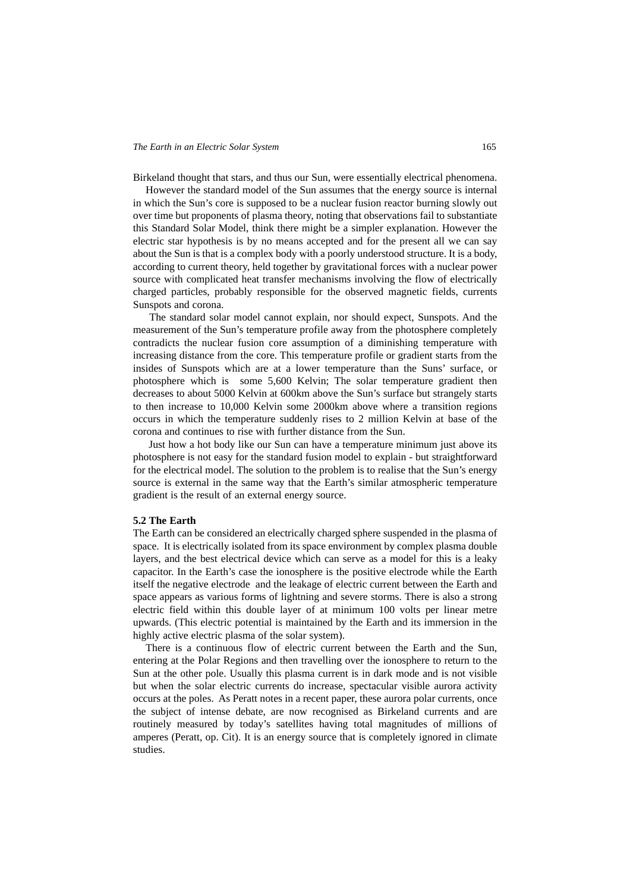Birkeland thought that stars, and thus our Sun, were essentially electrical phenomena.

However the standard model of the Sun assumes that the energy source is internal in which the Sun's core is supposed to be a nuclear fusion reactor burning slowly out over time but proponents of plasma theory, noting that observations fail to substantiate this Standard Solar Model, think there might be a simpler explanation. However the electric star hypothesis is by no means accepted and for the present all we can say about the Sun is that is a complex body with a poorly understood structure. It is a body, according to current theory, held together by gravitational forces with a nuclear power source with complicated heat transfer mechanisms involving the flow of electrically charged particles, probably responsible for the observed magnetic fields, currents Sunspots and corona.

The standard solar model cannot explain, nor should expect, Sunspots. And the measurement of the Sun's temperature profile away from the photosphere completely contradicts the nuclear fusion core assumption of a diminishing temperature with increasing distance from the core. This temperature profile or gradient starts from the insides of Sunspots which are at a lower temperature than the Suns' surface, or photosphere which is some 5,600 Kelvin; The solar temperature gradient then decreases to about 5000 Kelvin at 600km above the Sun's surface but strangely starts to then increase to 10,000 Kelvin some 2000km above where a transition regions occurs in which the temperature suddenly rises to 2 million Kelvin at base of the corona and continues to rise with further distance from the Sun.

Just how a hot body like our Sun can have a temperature minimum just above its photosphere is not easy for the standard fusion model to explain - but straightforward for the electrical model. The solution to the problem is to realise that the Sun's energy source is external in the same way that the Earth's similar atmospheric temperature gradient is the result of an external energy source.

### 5.2 The Earth

The Earth can be considered an electrically charged sphere suspended in the plasma of space. It is electrically isolated from its space environment by complex plasma double layers, and the best electrical device which can serve as a model for this is a leaky capacitor. In the Earth's case the ionosphere is the positive electrode while the Earth itself the negative electrode and the leakage of electric current between the Earth and space appears as various forms of lightning and severe storms. There is also a strong electric field within this double layer of at minimum 100 volts per linear metre upwards. (This electric potential is maintained by the Earth and its immersion in the highly active electric plasma of the solar system).

There is a continuous flow of electric current between the Earth and the Sun, entering at the Polar Regions and then travelling over the ionosphere to return to the Sun at the other pole. Usually this plasma current is in dark mode and is not visible but when the solar electric currents do increase, spectacular visible aurora activity occurs at the poles. As Peratt notes in a recent paper, these aurora polar currents, once the subject of intense debate, are now recognised as Birkeland currents and are routinely measured by today's satellites having total magnitudes of millions of amperes (Peratt, op. Cit). It is an energy source that is completely ignored in climate studies.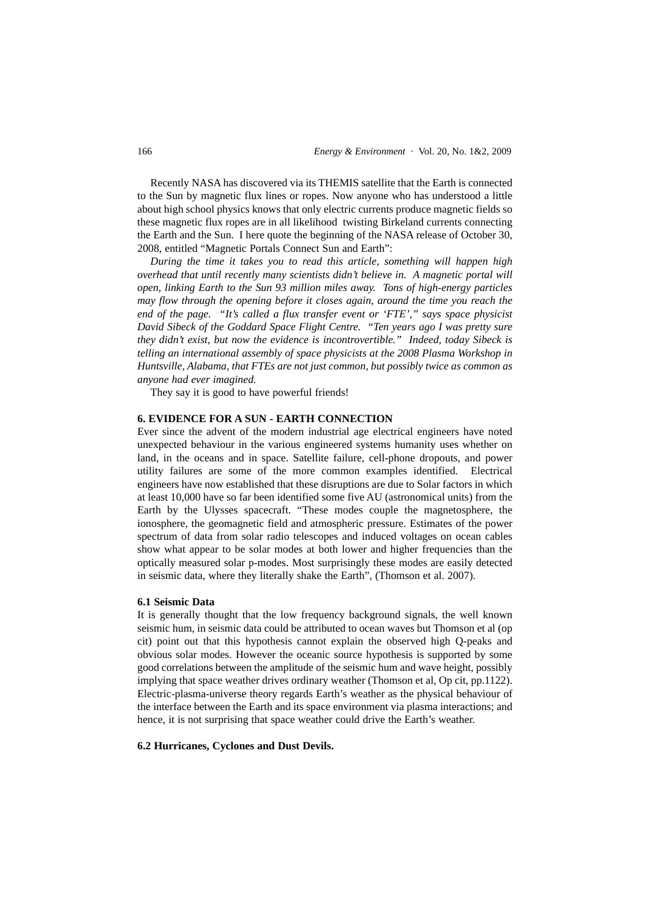Recently NASA has discovered via its THEMIS satellite that the Earth is connected to the Sun by magnetic flux lines or ropes. Now anyone who has understood a little about high school physics knows that only electric currents produce magnetic fields so these magnetic flux ropes are in all likelihood twisting Birkeland currents connecting the Earth and the Sun. I here quote the beginning of the NASA release of October 30, 2008, entitled "Magnetic Portals Connect Sun and Earth":

*During the time it takes you to read this article, something will happen high overhead that until recently many scientists didn't believe in. A magnetic portal will open, linking Earth to the Sun 93 million miles away. Tons of high-energy particles may flow through the opening before it closes again, around the time you reach the end of the page. "It's called a flux transfer event or 'FTE'," says space physicist David Sibeck of the Goddard Space Flight Centre. "Ten years ago I was pretty sure they didn't exist, but now the evidence is incontrovertible." Indeed, today Sibeck is telling an international assembly of space physicists at the 2008 Plasma Workshop in Huntsville, Alabama, that FTEs are not just common, but possibly twice as common as anyone had ever imagined.*

They say it is good to have powerful friends!

## 6. EVIDENCE FOR A SUN - EARTH CONNECTION

Ever since the advent of the modern industrial age electrical engineers have noted unexpected behaviour in the various engineered systems humanity uses whether on land, in the oceans and in space. Satellite failure, cell-phone dropouts, and power utility failures are some of the more common examples identified. Electrical engineers have now established that these disruptions are due to Solar factors in which at least 10,000 have so far been identified some five AU (astronomical units) from the Earth by the Ulysses spacecraft. "These modes couple the magnetosphere, the ionosphere, the geomagnetic field and atmospheric pressure. Estimates of the power spectrum of data from solar radio telescopes and induced voltages on ocean cables show what appear to be solar modes at both lower and higher frequencies than the optically measured solar p-modes. Most surprisingly these modes are easily detected in seismic data, where they literally shake the Earth", (Thomson et al. 2007).

### 6.1 Seismic Data

It is generally thought that the low frequency background signals, the well known seismic hum, in seismic data could be attributed to ocean waves but Thomson et al (op cit) point out that this hypothesis cannot explain the observed high Q-peaks and obvious solar modes. However the oceanic source hypothesis is supported by some good correlations between the amplitude of the seismic hum and wave height, possibly implying that space weather drives ordinary weather (Thomson et al, Op cit, pp.1122). Electric-plasma-universe theory regards Earth's weather as the physical behaviour of the interface between the Earth and its space environment via plasma interactions; and hence, it is not surprising that space weather could drive the Earth's weather.

### 6.2 Hurricanes, Cyclones and Dust Devils.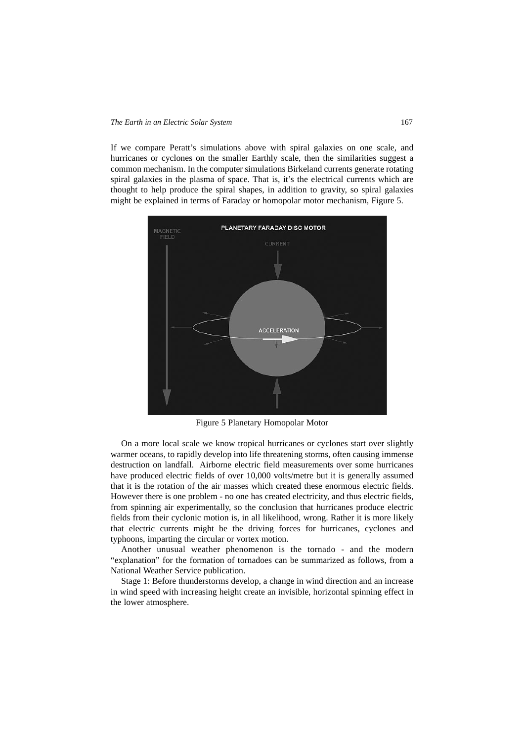If we compare Peratt's simulations above with spiral galaxies on one scale, and hurricanes or cyclones on the smaller Earthly scale, then the similarities suggest a common mechanism. In the computer simulations Birkeland currents generate rotating spiral galaxies in the plasma of space. That is, it's the electrical currents which are thought to help produce the spiral shapes, in addition to gravity, so spiral galaxies might be explained in terms of Faraday or homopolar motor mechanism, Figure 5.

Figure 5 Planetary Homopolar Motor

On a more local scale we know tropical hurricanes or cyclones start over slightly warmer oceans, to rapidly develop into life threatening storms, often causing immense destruction on landfall. Airborne electric field measurements over some hurricanes have produced electric fields of over 10,000 volts/metre but it is generally assumed that it is the rotation of the air masses which created these enormous electric fields. However there is one problem - no one has created electricity, and thus electric fields, from spinning air experimentally, so the conclusion that hurricanes produce electric fields from their cyclonic motion is, in all likelihood, wrong. Rather it is more likely that electric currents might be the driving forces for hurricanes, cyclones and typhoons, imparting the circular or vortex motion.

Another unusual weather phenomenon is the tornado - and the modern "explanation" for the formation of tornadoes can be summarized as follows, from a National Weather Service publication.

Stage 1: Before thunderstorms develop, a change in wind direction and an increase in wind speed with increasing height create an invisible, horizontal spinning effect in the lower atmosphere.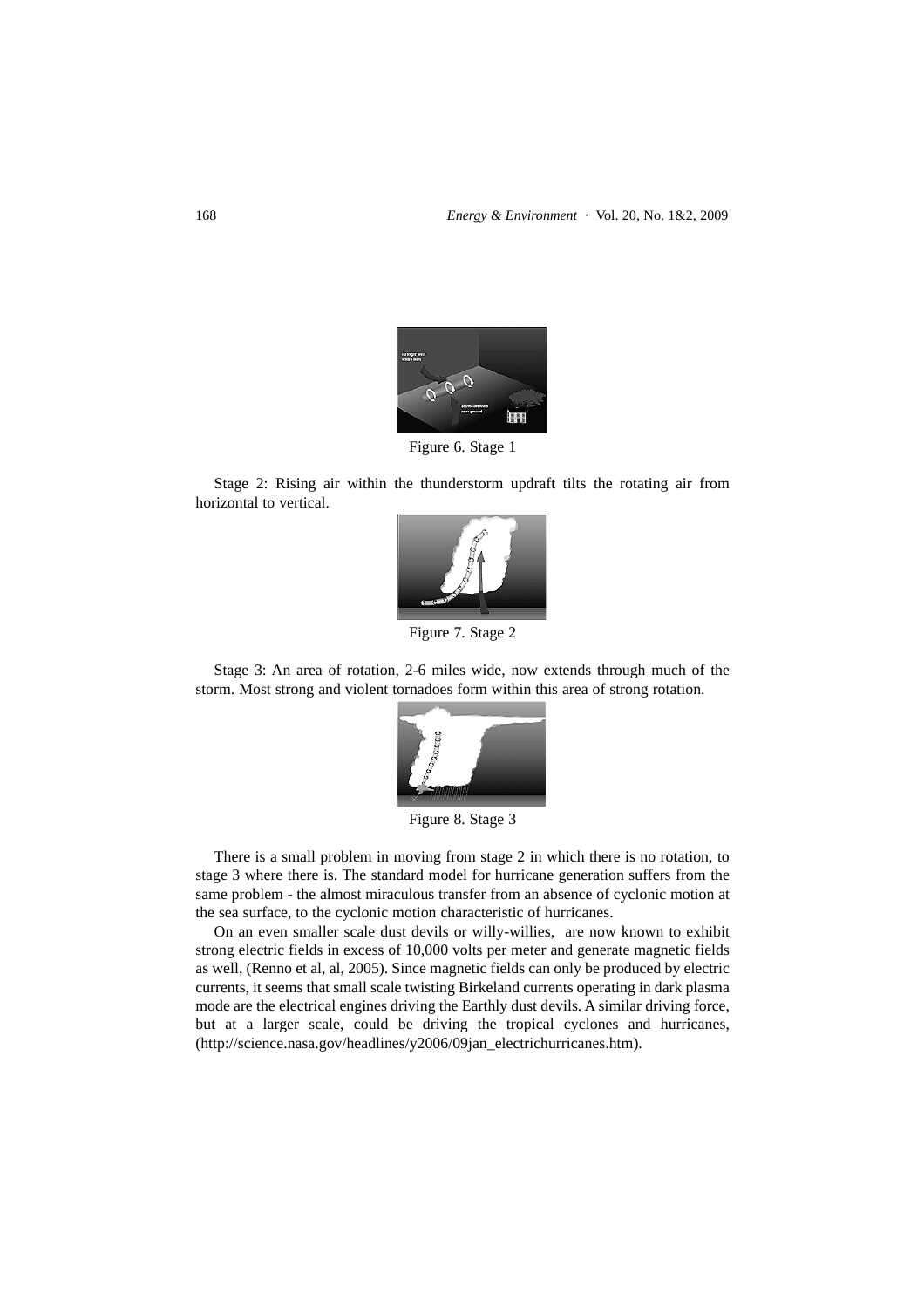Figure 6. Stage 1

Stage 2: Rising air within the thunderstorm updraft tilts the rotating air from horizontal to vertical.

Figure 7. Stage 2

Stage 3: An area of rotation, 2-6 miles wide, now extends through much of the storm. Most strong and violent tornadoes form within this area of strong rotation.

Figure 8. Stage 3

There is a small problem in moving from stage 2 in which there is no rotation, to stage 3 where there is. The standard model for hurricane generation suffers from the same problem - the almost miraculous transfer from an absence of cyclonic motion at the sea surface, to the cyclonic motion characteristic of hurricanes.

On an even smaller scale dust devils or willy-willies, are now known to exhibit strong electric fields in excess of 10,000 volts per meter and generate magnetic fields as well, (Renno et al, al, 2005). Since magnetic fields can only be produced by electric currents, it seems that small scale twisting Birkeland currents operating in dark plasma mode are the electrical engines driving the Earthly dust devils. A similar driving force, but at a larger scale, could be driving the tropical cyclones and hurricanes, (http://science.nasa.gov/headlines/y2006/09jan_electrichurricanes.htm).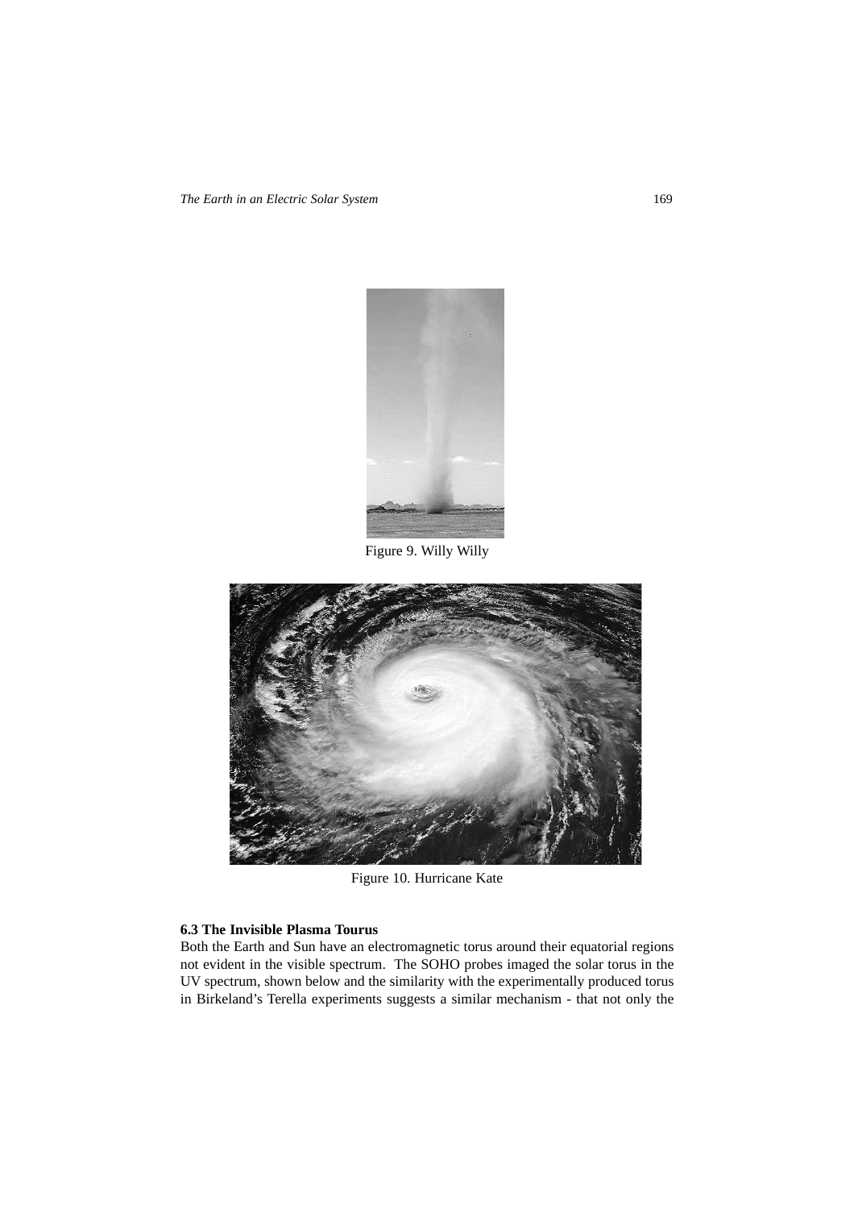Figure 9. Willy Willy

Figure 10. Hurricane Kate

**6.3 The Invisible Plasma Tourus**

Both the Earth and Sun have an electromagnetic torus around their equatorial regions not evident in the visible spectrum. The SOHO probes imaged the solar torus in the UV spectrum, shown below and the similarity with the experimentally produced torus in Birkeland's Terella experiments suggests a similar mechanism - that not only the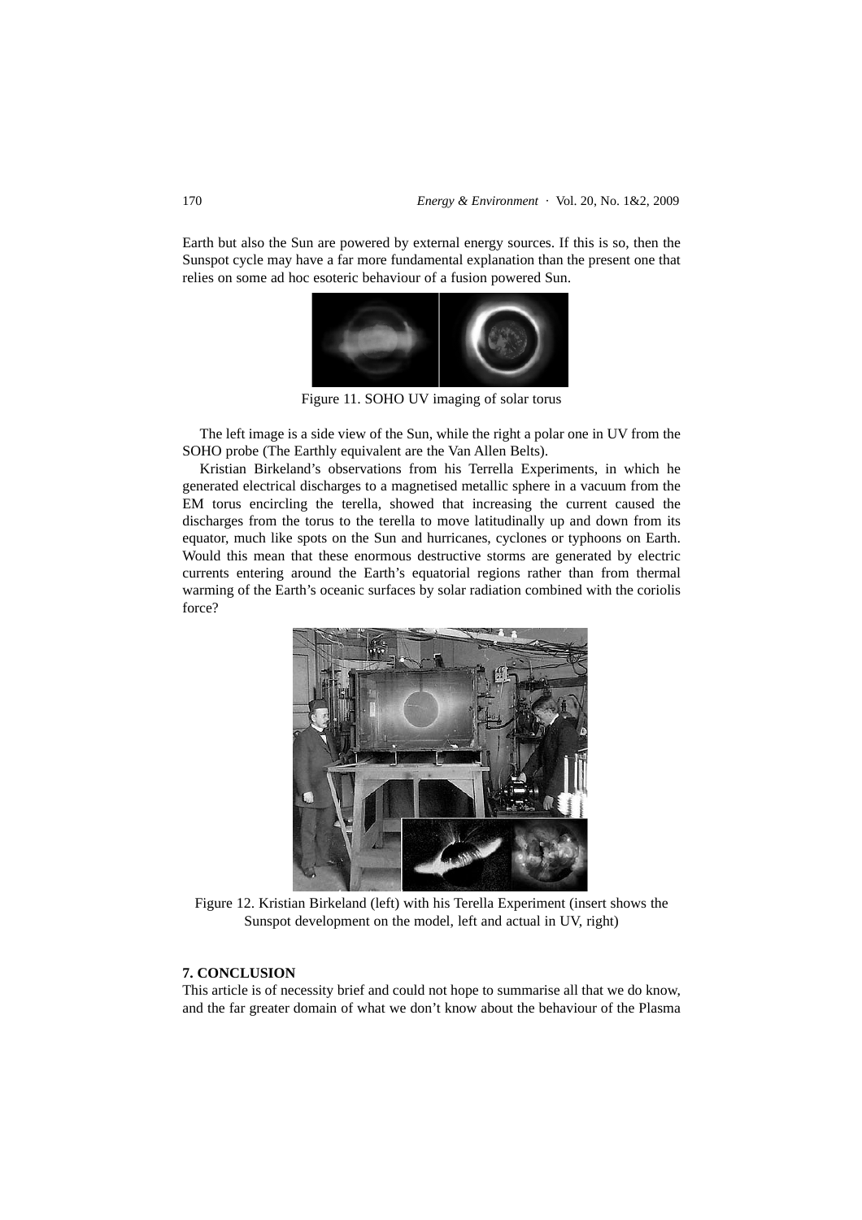Earth but also the Sun are powered by external energy sources. If this is so, then the Sunspot cycle may have a far more fundamental explanation than the present one that relies on some ad hoc esoteric behaviour of a fusion powered Sun.

Figure 11. SOHO UV imaging of solar torus

The left image is a side view of the Sun, while the right a polar one in UV from the SOHO probe (The Earthly equivalent are the Van Allen Belts).

Kristian Birkeland's observations from his Terrella Experiments, in which he generated electrical discharges to a magnetised metallic sphere in a vacuum from the EM torus encircling the terella, showed that increasing the current caused the discharges from the torus to the terella to move latitudinally up and down from its equator, much like spots on the Sun and hurricanes, cyclones or typhoons on Earth. Would this mean that these enormous destructive storms are generated by electric currents entering around the Earth's equatorial regions rather than from thermal warming of the Earth's oceanic surfaces by solar radiation combined with the coriolis force?

Figure 12. Kristian Birkeland (left) with his Terella Experiment (insert shows the Sunspot development on the model, left and actual in UV, right)

## 7. CONCLUSION

This article is of necessity brief and could not hope to summarise all that we do know, and the far greater domain of what we don't know about the behaviour of the Plasma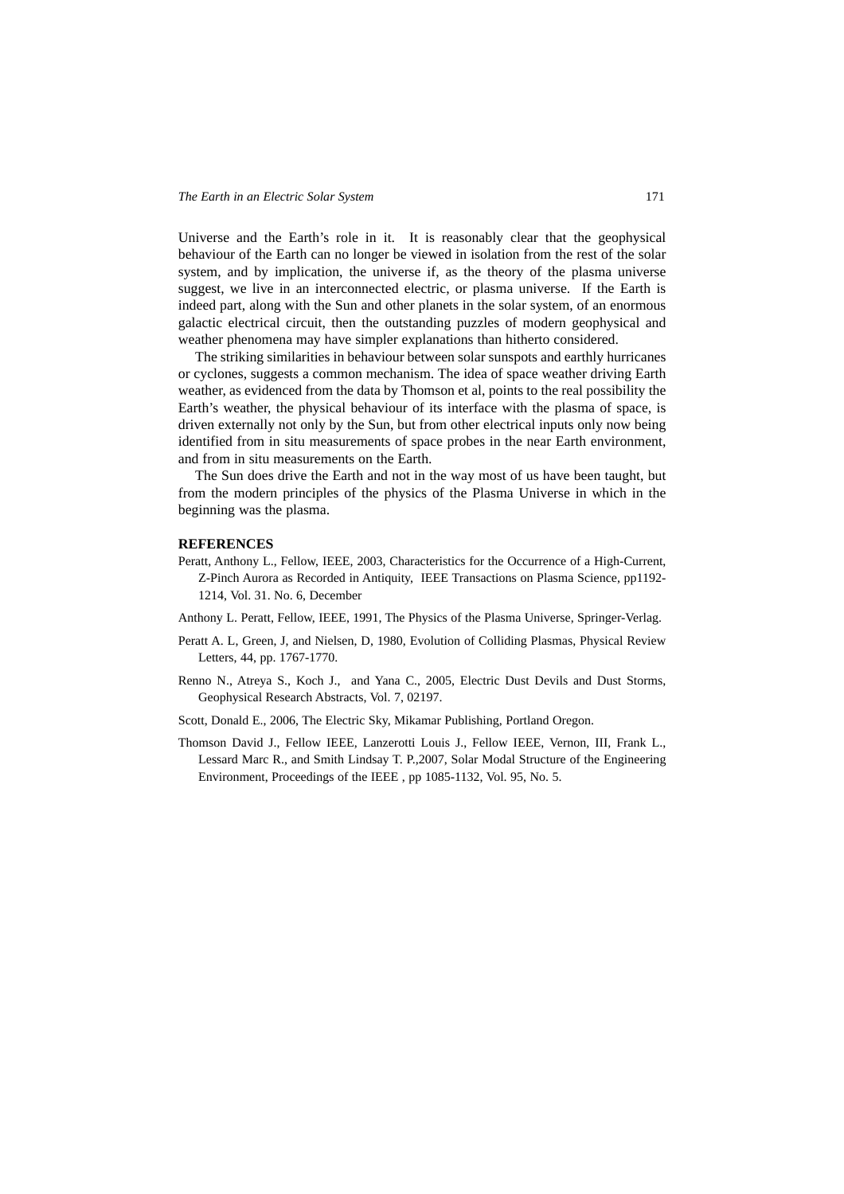Universe and the Earth's role in it. It is reasonably clear that the geophysical behaviour of the Earth can no longer be viewed in isolation from the rest of the solar system, and by implication, the universe if, as the theory of the plasma universe suggest, we live in an interconnected electric, or plasma universe. If the Earth is indeed part, along with the Sun and other planets in the solar system, of an enormous galactic electrical circuit, then the outstanding puzzles of modern geophysical and weather phenomena may have simpler explanations than hitherto considered.

The striking similarities in behaviour between solar sunspots and earthly hurricanes or cyclones, suggests a common mechanism. The idea of space weather driving Earth weather, as evidenced from the data by Thomson et al, points to the real possibility the Earth's weather, the physical behaviour of its interface with the plasma of space, is driven externally not only by the Sun, but from other electrical inputs only now being identified from in situ measurements of space probes in the near Earth environment, and from in situ measurements on the Earth.

The Sun does drive the Earth and not in the way most of us have been taught, but from the modern principles of the physics of the Plasma Universe in which in the beginning was the plasma.

## REFERENCES

Peratt, Anthony L., Fellow, IEEE, 2003, Characteristics for the Occurrence of a High-Current, Z-Pinch Aurora as Recorded in Antiquity, IEEE Transactions on Plasma Science, pp1192-1214, Vol. 31. No. 6, December

Anthony L. Peratt, Fellow, IEEE, 1991, The Physics of the Plasma Universe, Springer-Verlag.

Peratt A. L, Green, J, and Nielsen, D, 1980, Evolution of Colliding Plasmas, Physical Review Letters, 44, pp. 1767-1770.

Renno N., Atreya S., Koch J., and Yana C., 2005, Electric Dust Devils and Dust Storms, Geophysical Research Abstracts, Vol. 7, 02197.

Scott, Donald E., 2006, The Electric Sky, Mikamar Publishing, Portland Oregon.

Thomson David J., Fellow IEEE, Lanzerotti Louis J., Fellow IEEE, Vernon, III, Frank L., Lessard Marc R., and Smith Lindsay T. P.,2007, Solar Modal Structure of the Engineering Environment, Proceedings of the IEEE , pp 1085-1132, Vol. 95, No. 5.